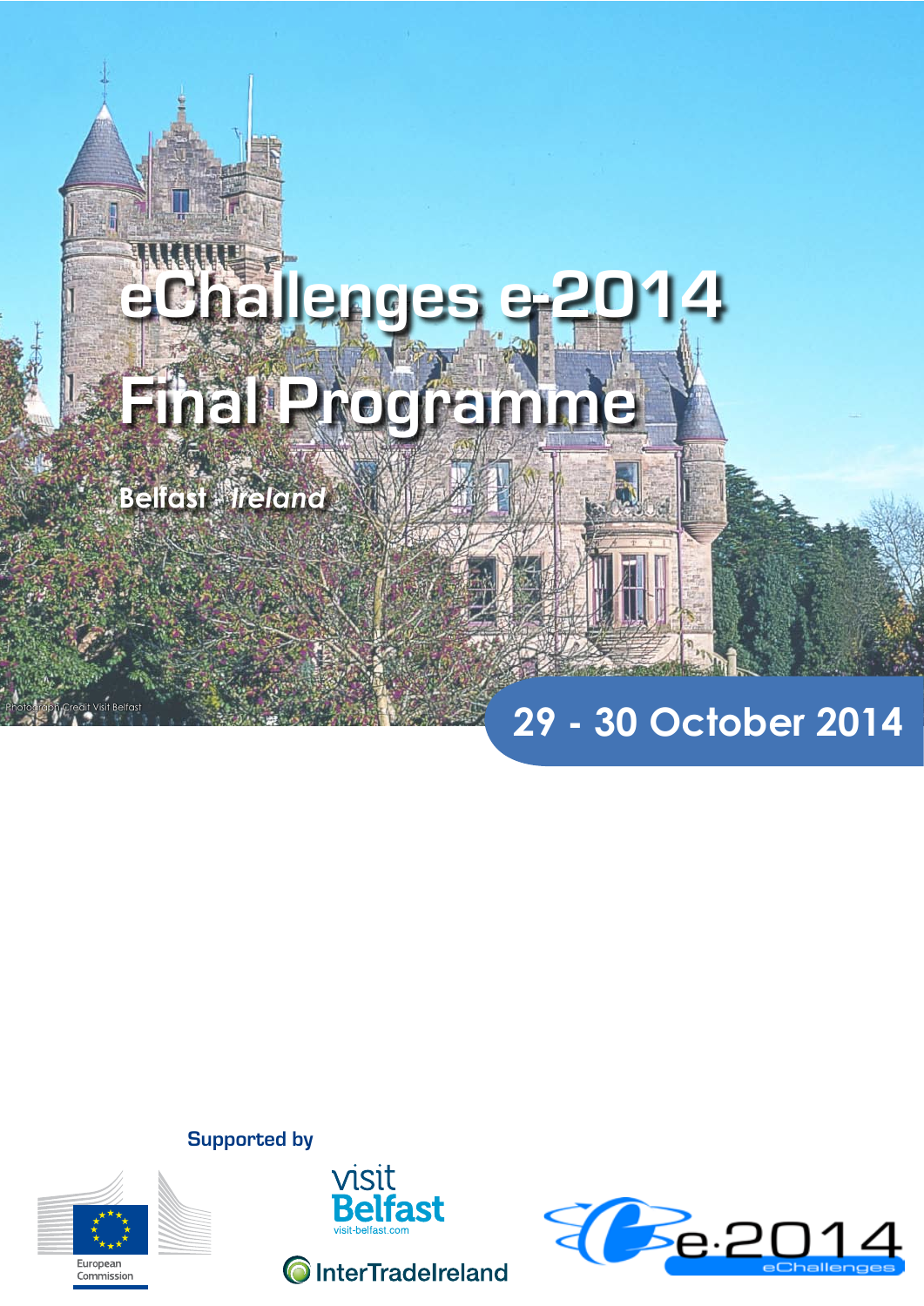# eChallenges e-2014

# Final Programme

**Belfast - *Ireland***

Photograph Credit Visit Belfast

## 29 - 30 October 2014

**Supported by**

European Commission

visit Belfast
visit-belfast.com

InterTradeIreland

e-2014 eChallenges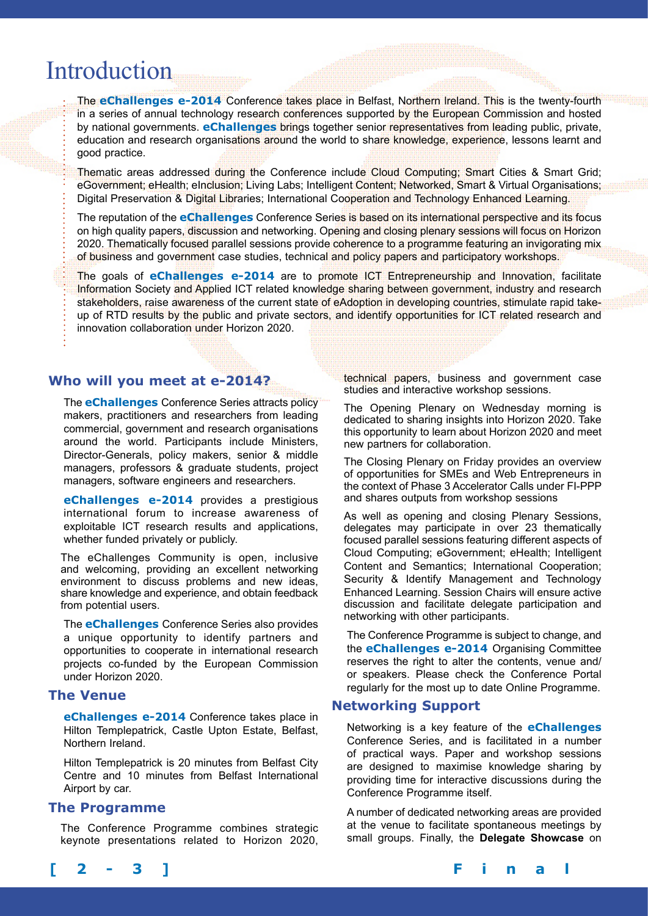# Introduction

The **eChallenges e-2014** Conference takes place in Belfast, Northern Ireland. This is the twenty-fourth in a series of annual technology research conferences supported by the European Commission and hosted by national governments. **eChallenges** brings together senior representatives from leading public, private, education and research organisations around the world to share knowledge, experience, lessons learnt and good practice.

Thematic areas addressed during the Conference include Cloud Computing; Smart Cities & Smart Grid; eGovernment; eHealth; eInclusion; Living Labs; Intelligent Content; Networked, Smart & Virtual Organisations; Digital Preservation & Digital Libraries; International Cooperation and Technology Enhanced Learning.

The reputation of the **eChallenges** Conference Series is based on its international perspective and its focus on high quality papers, discussion and networking. Opening and closing plenary sessions will focus on Horizon 2020. Thematically focused parallel sessions provide coherence to a programme featuring an invigorating mix of business and government case studies, technical and policy papers and participatory workshops.

The goals of **eChallenges e-2014** are to promote ICT Entrepreneurship and Innovation, facilitate Information Society and Applied ICT related knowledge sharing between government, industry and research stakeholders, raise awareness of the current state of eAdoption in developing countries, stimulate rapid take-up of RTD results by the public and private sectors, and identify opportunities for ICT related research and innovation collaboration under Horizon 2020.

## Who will you meet at e-2014?

The **eChallenges** Conference Series attracts policy makers, practitioners and researchers from leading commercial, government and research organisations around the world. Participants include Ministers, Director-Generals, policy makers, senior & middle managers, professors & graduate students, project managers, software engineers and researchers.

**eChallenges e-2014** provides a prestigious international forum to increase awareness of exploitable ICT research results and applications, whether funded privately or publicly.

The eChallenges Community is open, inclusive and welcoming, providing an excellent networking environment to discuss problems and new ideas, share knowledge and experience, and obtain feedback from potential users.

The **eChallenges** Conference Series also provides a unique opportunity to identify partners and opportunities to cooperate in international research projects co-funded by the European Commission under Horizon 2020.

## The Venue

**eChallenges e-2014** Conference takes place in Hilton Templepatrick, Castle Upton Estate, Belfast, Northern Ireland.

Hilton Templepatrick is 20 minutes from Belfast City Centre and 10 minutes from Belfast International Airport by car.

## The Programme

The Conference Programme combines strategic keynote presentations related to Horizon 2020, technical papers, business and government case studies and interactive workshop sessions.

The Opening Plenary on Wednesday morning is dedicated to sharing insights into Horizon 2020. Take this opportunity to learn about Horizon 2020 and meet new partners for collaboration.

The Closing Plenary on Friday provides an overview of opportunities for SMEs and Web Entrepreneurs in the context of Phase 3 Accelerator Calls under FI-PPP and shares outputs from workshop sessions

As well as opening and closing Plenary Sessions, delegates may participate in over 23 thematically focused parallel sessions featuring different aspects of Cloud Computing; eGovernment; eHealth; Intelligent Content and Semantics; International Cooperation; Security & Identify Management and Technology Enhanced Learning. Session Chairs will ensure active discussion and facilitate delegate participation and networking with other participants.

The Conference Programme is subject to change, and the **eChallenges e-2014** Organising Committee reserves the right to alter the contents, venue and/or speakers. Please check the Conference Portal regularly for the most up to date Online Programme.

## Networking Support

Networking is a key feature of the **eChallenges** Conference Series, and is facilitated in a number of practical ways. Paper and workshop sessions are designed to maximise knowledge sharing by providing time for interactive discussions during the Conference Programme itself.

A number of dedicated networking areas are provided at the venue to facilitate spontaneous meetings by small groups. Finally, the **Delegate Showcase** on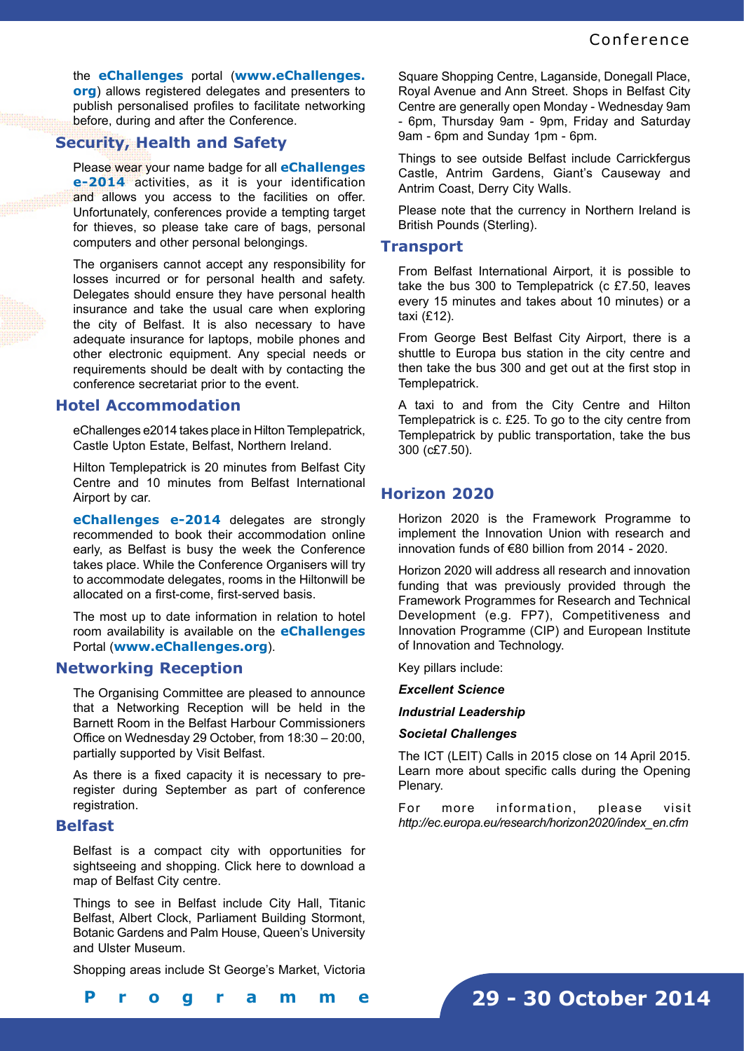the **eChallenges** portal (**www.eChallenges.org**) allows registered delegates and presenters to publish personalised profiles to facilitate networking before, during and after the Conference.

## Security, Health and Safety

Please wear your name badge for all **eChallenges e-2014** activities, as it is your identification and allows you access to the facilities on offer. Unfortunately, conferences provide a tempting target for thieves, so please take care of bags, personal computers and other personal belongings.

The organisers cannot accept any responsibility for losses incurred or for personal health and safety. Delegates should ensure they have personal health insurance and take the usual care when exploring the city of Belfast. It is also necessary to have adequate insurance for laptops, mobile phones and other electronic equipment. Any special needs or requirements should be dealt with by contacting the conference secretariat prior to the event.

## Hotel Accommodation

eChallenges e2014 takes place in Hilton Templepatrick, Castle Upton Estate, Belfast, Northern Ireland.

Hilton Templepatrick is 20 minutes from Belfast City Centre and 10 minutes from Belfast International Airport by car.

**eChallenges e-2014** delegates are strongly recommended to book their accommodation online early, as Belfast is busy the week the Conference takes place. While the Conference Organisers will try to accommodate delegates, rooms in the Hiltonwill be allocated on a first-come, first-served basis.

The most up to date information in relation to hotel room availability is available on the **eChallenges** Portal (**www.eChallenges.org**).

## Networking Reception

The Organising Committee are pleased to announce that a Networking Reception will be held in the Barnett Room in the Belfast Harbour Commissioners Office on Wednesday 29 October, from 18:30 – 20:00, partially supported by Visit Belfast.

As there is a fixed capacity it is necessary to pre-register during September as part of conference registration.

## Belfast

Belfast is a compact city with opportunities for sightseeing and shopping. Click here to download a map of Belfast City centre.

Things to see in Belfast include City Hall, Titanic Belfast, Albert Clock, Parliament Building Stormont, Botanic Gardens and Palm House, Queen's University and Ulster Museum.

Shopping areas include St George's Market, Victoria Square Shopping Centre, Laganside, Donegall Place, Royal Avenue and Ann Street. Shops in Belfast City Centre are generally open Monday - Wednesday 9am - 6pm, Thursday 9am - 9pm, Friday and Saturday 9am - 6pm and Sunday 1pm - 6pm.

Things to see outside Belfast include Carrickfergus Castle, Antrim Gardens, Giant's Causeway and Antrim Coast, Derry City Walls.

Please note that the currency in Northern Ireland is British Pounds (Sterling).

## Transport

From Belfast International Airport, it is possible to take the bus 300 to Templepatrick (c £7.50, leaves every 15 minutes and takes about 10 minutes) or a taxi (£12).

From George Best Belfast City Airport, there is a shuttle to Europa bus station in the city centre and then take the bus 300 and get out at the first stop in Templepatrick.

A taxi to and from the City Centre and Hilton Templepatrick is c. £25. To go to the city centre from Templepatrick by public transportation, take the bus 300 (c£7.50).

## Horizon 2020

Horizon 2020 is the Framework Programme to implement the Innovation Union with research and innovation funds of €80 billion from 2014 - 2020.

Horizon 2020 will address all research and innovation funding that was previously provided through the Framework Programmes for Research and Technical Development (e.g. FP7), Competitiveness and Innovation Programme (CIP) and European Institute of Innovation and Technology.

Key pillars include:

***Excellent Science***

***Industrial Leadership***

***Societal Challenges***

The ICT (LEIT) Calls in 2015 close on 14 April 2015. Learn more about specific calls during the Opening Plenary.

For more information, please visit *http://ec.europa.eu/research/horizon2020/index_en.cfm*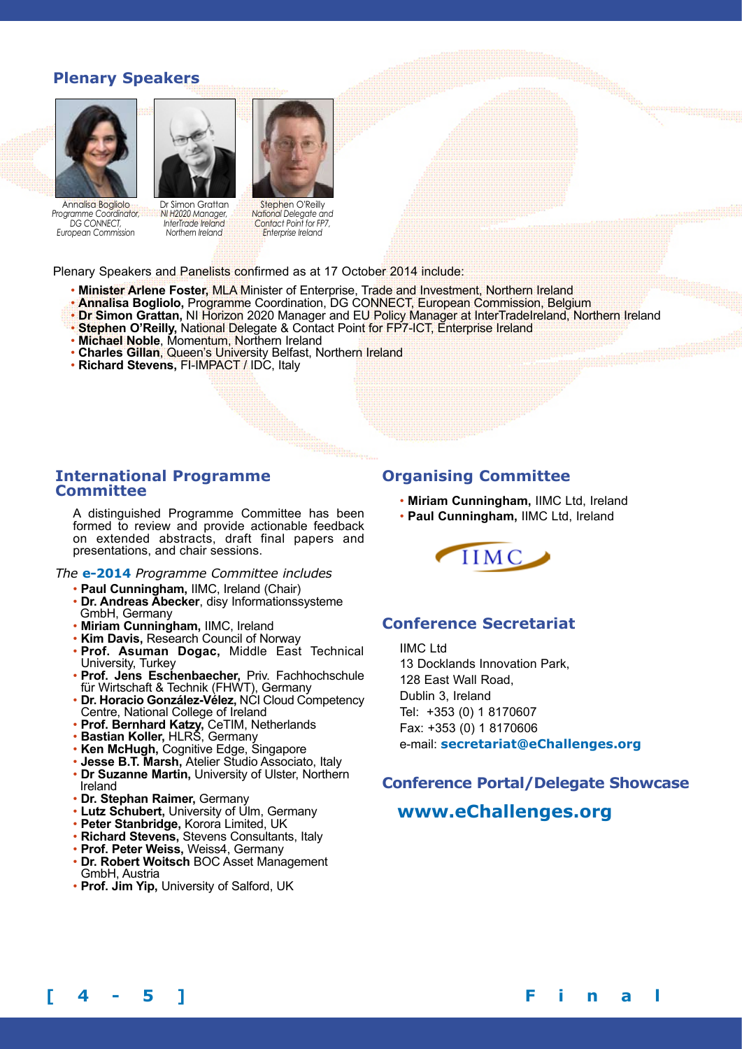## Plenary Speakers

Annalisa Bogliolo
*Programme Coordinator, DG CONNECT, European Commission*

Dr Simon Grattan
*NI H2020 Manager, InterTrade Ireland Northern Ireland*

Stephen O'Reilly
*National Delegate and Contact Point for FP7, Enterprise Ireland*

Plenary Speakers and Panelists confirmed as at 17 October 2014 include:

- **Minister Arlene Foster,** MLA Minister of Enterprise, Trade and Investment, Northern Ireland
- **Annalisa Bogliolo,** Programme Coordination, DG CONNECT, European Commission, Belgium
- **Dr Simon Grattan,** NI Horizon 2020 Manager and EU Policy Manager at InterTradeIreland, Northern Ireland
- **Stephen O'Reilly,** National Delegate & Contact Point for FP7-ICT, Enterprise Ireland
- **Michael Noble**, Momentum, Northern Ireland
- **Charles Gillan**, Queen's University Belfast, Northern Ireland
- **Richard Stevens,** FI-IMPACT / IDC, Italy

## International Programme Committee

A distinguished Programme Committee has been formed to review and provide actionable feedback on extended abstracts, draft final papers and presentations, and chair sessions.

*The* **e-2014** *Programme Committee includes*

- **Paul Cunningham,** IIMC, Ireland (Chair)
- **Dr. Andreas Abecker**, disy Informationssysteme GmbH, Germany
- **Miriam Cunningham,** IIMC, Ireland
- **Kim Davis,** Research Council of Norway
- **Prof. Asuman Dogac,** Middle East Technical University, Turkey
- **Prof. Jens Eschenbaecher,** Priv. Fachhochschule für Wirtschaft & Technik (FHWT), Germany
- **Dr. Horacio González-Vélez,** NCI Cloud Competency Centre, National College of Ireland
- **Prof. Bernhard Katzy,** CeTIM, Netherlands
- **Bastian Koller,** HLRS, Germany
- **Ken McHugh,** Cognitive Edge, Singapore
- **Jesse B.T. Marsh,** Atelier Studio Associato, Italy
- **Dr Suzanne Martin,** University of Ulster, Northern Ireland
- **Dr. Stephan Raimer,** Germany
- **Lutz Schubert,** University of Ulm, Germany
- **Peter Stanbridge,** Korora Limited, UK
- **Richard Stevens,** Stevens Consultants, Italy
- **Prof. Peter Weiss,** Weiss4, Germany
- **Dr. Robert Woitsch** BOC Asset Management GmbH, Austria
- **Prof. Jim Yip,** University of Salford, UK

## Organising Committee

- **Miriam Cunningham,** IIMC Ltd, Ireland
- **Paul Cunningham,** IIMC Ltd, Ireland

IIMC

## Conference Secretariat

IIMC Ltd
13 Docklands Innovation Park,
128 East Wall Road,
Dublin 3, Ireland
Tel: +353 (0) 1 8170607
Fax: +353 (0) 1 8170606
e-mail: **secretariat@eChallenges.org**

## Conference Portal/Delegate Showcase

**www.eChallenges.org**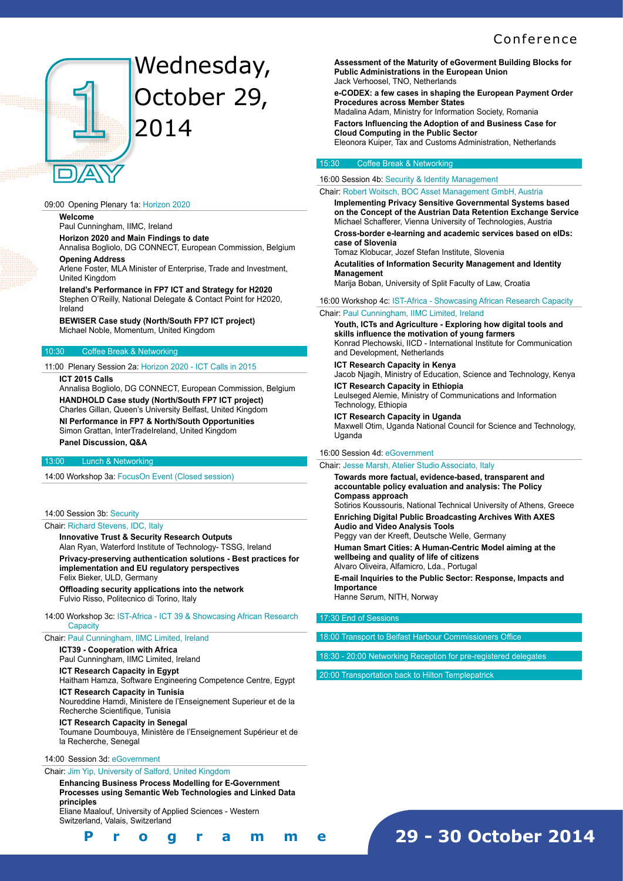# Day 1 — Wednesday, October 29, 2014

09:00 Opening Plenary 1a: Horizon 2020

**Welcome**
Paul Cunningham, IIMC, Ireland

**Horizon 2020 and Main Findings to date**
Annalisa Bogliolo, DG CONNECT, European Commission, Belgium

**Opening Address**
Arlene Foster, MLA Minister of Enterprise, Trade and Investment, United Kingdom

**Ireland's Performance in FP7 ICT and Strategy for H2020**
Stephen O'Reilly, National Delegate & Contact Point for H2020, Ireland

**BEWISER Case study (North/South FP7 ICT project)**
Michael Noble, Momentum, United Kingdom

10:30 Coffee Break & Networking

11:00 Plenary Session 2a: Horizon 2020 - ICT Calls in 2015

**ICT 2015 Calls**
Annalisa Bogliolo, DG CONNECT, European Commission, Belgium

**HANDHOLD Case study (North/South FP7 ICT project)**
Charles Gillan, Queen's University Belfast, United Kingdom

**NI Performance in FP7 & North/South Opportunities**
Simon Grattan, InterTradeIreland, United Kingdom

**Panel Discussion, Q&A**

13:00 Lunch & Networking

14:00 Workshop 3a: FocusOn Event (Closed session)

14:00 Session 3b: Security

Chair: Richard Stevens, IDC, Italy

**Innovative Trust & Security Research Outputs**
Alan Ryan, Waterford Institute of Technology- TSSG, Ireland

**Privacy-preserving authentication solutions - Best practices for implementation and EU regulatory perspectives**
Felix Bieker, ULD, Germany

**Offloading security applications into the network**
Fulvio Risso, Politecnico di Torino, Italy

14:00 Workshop 3c: IST-Africa - ICT 39 & Showcasing African Research Capacity

Chair: Paul Cunningham, IIMC Limited, Ireland

**ICT39 - Cooperation with Africa**
Paul Cunningham, IIMC Limited, Ireland

**ICT Research Capacity in Egypt**
Haitham Hamza, Software Engineering Competence Centre, Egypt

**ICT Research Capacity in Tunisia**
Noureddine Hamdi, Ministere de l'Enseignement Superieur et de la Recherche Scientifique, Tunisia

**ICT Research Capacity in Senegal**
Toumane Doumbouya, Ministère de l'Enseignement Supérieur et de la Recherche, Senegal

14:00 Session 3d: eGovernment

Chair: Jim Yip, University of Salford, United Kingdom

**Enhancing Business Process Modelling for E-Government Processes using Semantic Web Technologies and Linked Data principles**
Eliane Maalouf, University of Applied Sciences - Western Switzerland, Valais, Switzerland

**Assessment of the Maturity of eGoverment Building Blocks for Public Administrations in the European Union**
Jack Verhoosel, TNO, Netherlands

**e-CODEX: a few cases in shaping the European Payment Order Procedures across Member States**
Madalina Adam, Ministry for Information Society, Romania

**Factors Influencing the Adoption of and Business Case for Cloud Computing in the Public Sector**
Eleonora Kuiper, Tax and Customs Administration, Netherlands

15:30 Coffee Break & Networking

16:00 Session 4b: Security & Identity Management

Chair: Robert Woitsch, BOC Asset Management GmbH, Austria

**Implementing Privacy Sensitive Governmental Systems based on the Concept of the Austrian Data Retention Exchange Service**
Michael Schafferer, Vienna University of Technologies, Austria

**Cross-border e-learning and academic services based on eIDs: case of Slovenia**
Tomaz Klobucar, Jozef Stefan Institute, Slovenia

**Acutalities of Information Security Management and Identity Management**
Marija Boban, University of Split Faculty of Law, Croatia

16:00 Workshop 4c: IST-Africa - Showcasing African Research Capacity

Chair: Paul Cunningham, IIMC Limited, Ireland

**Youth, ICTs and Agriculture - Exploring how digital tools and skills influence the motivation of young farmers**
Konrad Plechowski, IICD - International Institute for Communication and Development, Netherlands

**ICT Research Capacity in Kenya**
Jacob Njagih, Ministry of Education, Science and Technology, Kenya

**ICT Research Capacity in Ethiopia**
Leulseged Alemie, Ministry of Communications and Information Technology, Ethiopia

**ICT Research Capacity in Uganda**
Maxwell Otim, Uganda National Council for Science and Technology, Uganda

16:00 Session 4d: eGovernment

Chair: Jesse Marsh, Atelier Studio Associato, Italy

**Towards more factual, evidence-based, transparent and accountable policy evaluation and analysis: The Policy Compass approach**
Sotirios Koussouris, National Technical University of Athens, Greece

**Enriching Digital Public Broadcasting Archives With AXES Audio and Video Analysis Tools**
Peggy van der Kreeft, Deutsche Welle, Germany

**Human Smart Cities: A Human-Centric Model aiming at the wellbeing and quality of life of citizens**
Alvaro Oliveira, Alfamicro, Lda., Portugal

**E-mail Inquiries to the Public Sector: Response, Impacts and Importance**
Hanne Sørum, NITH, Norway

17:30 End of Sessions

18:00 Transport to Belfast Harbour Commissioners Office

18:30 - 20:00 Networking Reception for pre-registered delegates

20:00 Transportation back to Hilton Templepatrick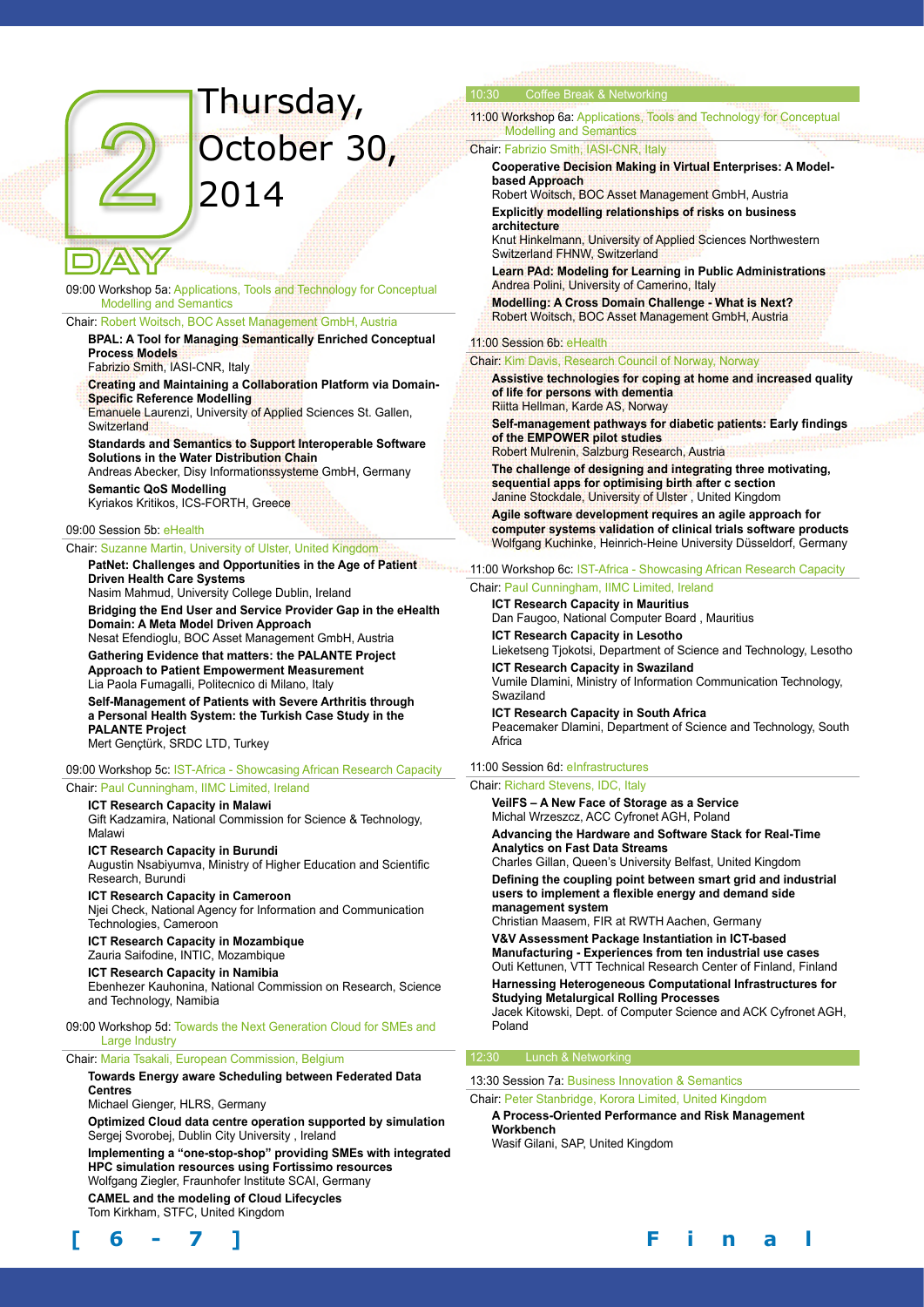# DAY 2 Thursday, October 30, 2014

09:00 Workshop 5a: Applications, Tools and Technology for Conceptual Modelling and Semantics

Chair: Robert Woitsch, BOC Asset Management GmbH, Austria

**BPAL: A Tool for Managing Semantically Enriched Conceptual Process Models**
Fabrizio Smith, IASI-CNR, Italy

**Creating and Maintaining a Collaboration Platform via Domain-Specific Reference Modelling**
Emanuele Laurenzi, University of Applied Sciences St. Gallen, Switzerland

**Standards and Semantics to Support Interoperable Software Solutions in the Water Distribution Chain**
Andreas Abecker, Disy Informationssysteme GmbH, Germany

**Semantic QoS Modelling**
Kyriakos Kritikos, ICS-FORTH, Greece

09:00 Session 5b: eHealth

Chair: Suzanne Martin, University of Ulster, United Kingdom

**PatNet: Challenges and Opportunities in the Age of Patient Driven Health Care Systems**
Nasim Mahmud, University College Dublin, Ireland

**Bridging the End User and Service Provider Gap in the eHealth Domain: A Meta Model Driven Approach**
Nesat Efendioglu, BOC Asset Management GmbH, Austria

**Gathering Evidence that matters: the PALANTE Project Approach to Patient Empowerment Measurement**
Lia Paola Fumagalli, Politecnico di Milano, Italy

**Self-Management of Patients with Severe Arthritis through a Personal Health System: the Turkish Case Study in the PALANTE Project**
Mert Gençtürk, SRDC LTD, Turkey

09:00 Workshop 5c: IST-Africa - Showcasing African Research Capacity

Chair: Paul Cunningham, IIMC Limited, Ireland

**ICT Research Capacity in Malawi**
Gift Kadzamira, National Commission for Science & Technology, Malawi

**ICT Research Capacity in Burundi**
Augustin Nsabiyumva, Ministry of Higher Education and Scientific Research, Burundi

**ICT Research Capacity in Cameroon**
Njei Check, National Agency for Information and Communication Technologies, Cameroon

**ICT Research Capacity in Mozambique**
Zauria Saifodine, INTIC, Mozambique

**ICT Research Capacity in Namibia**
Ebenhezer Kauhonina, National Commission on Research, Science and Technology, Namibia

09:00 Workshop 5d: Towards the Next Generation Cloud for SMEs and Large Industry

Chair: Maria Tsakali, European Commission, Belgium

**Towards Energy aware Scheduling between Federated Data Centres**
Michael Gienger, HLRS, Germany

**Optimized Cloud data centre operation supported by simulation**
Sergej Svorobej, Dublin City University , Ireland

**Implementing a "one-stop-shop" providing SMEs with integrated HPC simulation resources using Fortissimo resources**
Wolfgang Ziegler, Fraunhofer Institute SCAI, Germany

**CAMEL and the modeling of Cloud Lifecycles**
Tom Kirkham, STFC, United Kingdom

10:30 Coffee Break & Networking

11:00 Workshop 6a: Applications, Tools and Technology for Conceptual Modelling and Semantics

Chair: Fabrizio Smith, IASI-CNR, Italy

**Cooperative Decision Making in Virtual Enterprises: A Model-based Approach**
Robert Woitsch, BOC Asset Management GmbH, Austria

**Explicitly modelling relationships of risks on business architecture**
Knut Hinkelmann, University of Applied Sciences Northwestern Switzerland FHNW, Switzerland

**Learn PAd: Modeling for Learning in Public Administrations**
Andrea Polini, University of Camerino, Italy

**Modelling: A Cross Domain Challenge - What is Next?**
Robert Woitsch, BOC Asset Management GmbH, Austria

11:00 Session 6b: eHealth

Chair: Kim Davis, Research Council of Norway, Norway

**Assistive technologies for coping at home and increased quality of life for persons with dementia**
Riitta Hellman, Karde AS, Norway

**Self-management pathways for diabetic patients: Early findings of the EMPOWER pilot studies**
Robert Mulrenin, Salzburg Research, Austria

**The challenge of designing and integrating three motivating, sequential apps for optimising birth after c section**
Janine Stockdale, University of Ulster , United Kingdom

**Agile software development requires an agile approach for computer systems validation of clinical trials software products**
Wolfgang Kuchinke, Heinrich-Heine University Düsseldorf, Germany

11:00 Workshop 6c: IST-Africa - Showcasing African Research Capacity

Chair: Paul Cunningham, IIMC Limited, Ireland

**ICT Research Capacity in Mauritius**
Dan Faugoo, National Computer Board , Mauritius

**ICT Research Capacity in Lesotho**
Lieketseng Tjokotsi, Department of Science and Technology, Lesotho

**ICT Research Capacity in Swaziland**
Vumile Dlamini, Ministry of Information Communication Technology, Swaziland

**ICT Research Capacity in South Africa**
Peacemaker Dlamini, Department of Science and Technology, South Africa

11:00 Session 6d: eInfrastructures

Chair: Richard Stevens, IDC, Italy

**VeilFS – A New Face of Storage as a Service**
Michal Wrzeszcz, ACC Cyfronet AGH, Poland

**Advancing the Hardware and Software Stack for Real-Time Analytics on Fast Data Streams**
Charles Gillan, Queen's University Belfast, United Kingdom

**Defining the coupling point between smart grid and industrial users to implement a flexible energy and demand side management system**
Christian Maasem, FIR at RWTH Aachen, Germany

**V&V Assessment Package Instantiation in ICT-based Manufacturing - Experiences from ten industrial use cases**
Outi Kettunen, VTT Technical Research Center of Finland, Finland

**Harnessing Heterogeneous Computational Infrastructures for Studying Metalurgical Rolling Processes**
Jacek Kitowski, Dept. of Computer Science and ACK Cyfronet AGH, Poland

12:30 Lunch & Networking

13:30 Session 7a: Business Innovation & Semantics

Chair: Peter Stanbridge, Korora Limited, United Kingdom

**A Process-Oriented Performance and Risk Management Workbench**
Wasif Gilani, SAP, United Kingdom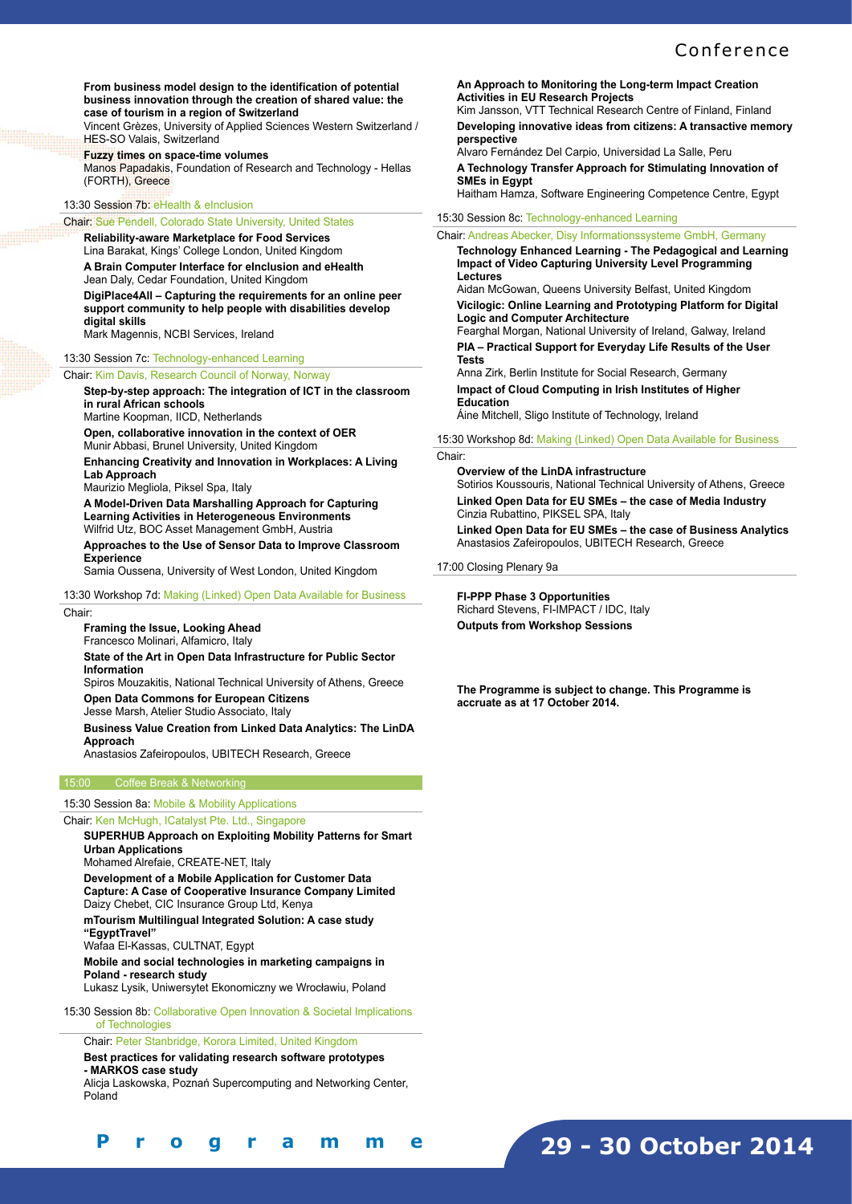**From business model design to the identification of potential business innovation through the creation of shared value: the case of tourism in a region of Switzerland**
Vincent Grèzes, University of Applied Sciences Western Switzerland / HES-SO Valais, Switzerland

**Fuzzy times on space-time volumes**
Manos Papadakis, Foundation of Research and Technology - Hellas (FORTH), Greece

### 13:30 Session 7b: eHealth & eInclusion

Chair: Sue Pendell, Colorado State University, United States

**Reliability-aware Marketplace for Food Services**
Lina Barakat, Kings' College London, United Kingdom

**A Brain Computer Interface for eInclusion and eHealth**
Jean Daly, Cedar Foundation, United Kingdom

**DigiPlace4All – Capturing the requirements for an online peer support community to help people with disabilities develop digital skills**
Mark Magennis, NCBI Services, Ireland

### 13:30 Session 7c: Technology-enhanced Learning

Chair: Kim Davis, Research Council of Norway, Norway

**Step-by-step approach: The integration of ICT in the classroom in rural African schools**
Martine Koopman, IICD, Netherlands

**Open, collaborative innovation in the context of OER**
Munir Abbasi, Brunel University, United Kingdom

**Enhancing Creativity and Innovation in Workplaces: A Living Lab Approach**
Maurizio Megliola, Piksel Spa, Italy

**A Model-Driven Data Marshalling Approach for Capturing Learning Activities in Heterogeneous Environments**
Wilfrid Utz, BOC Asset Management GmbH, Austria

**Approaches to the Use of Sensor Data to Improve Classroom Experience**
Samia Oussena, University of West London, United Kingdom

### 13:30 Workshop 7d: Making (Linked) Open Data Available for Business

Chair:

**Framing the Issue, Looking Ahead**
Francesco Molinari, Alfamicro, Italy

**State of the Art in Open Data Infrastructure for Public Sector Information**
Spiros Mouzakitis, National Technical University of Athens, Greece

**Open Data Commons for European Citizens**
Jesse Marsh, Atelier Studio Associato, Italy

**Business Value Creation from Linked Data Analytics: The LinDA Approach**
Anastasios Zafeiropoulos, UBITECH Research, Greece

### 15:00 Coffee Break & Networking

### 15:30 Session 8a: Mobile & Mobility Applications

Chair: Ken McHugh, ICatalyst Pte. Ltd., Singapore

**SUPERHUB Approach on Exploiting Mobility Patterns for Smart Urban Applications**
Mohamed Alrefaie, CREATE-NET, Italy

**Development of a Mobile Application for Customer Data Capture: A Case of Cooperative Insurance Company Limited**
Daizy Chebet, CIC Insurance Group Ltd, Kenya

**mTourism Multilingual Integrated Solution: A case study "EgyptTravel"**
Wafaa El-Kassas, CULTNAT, Egypt

**Mobile and social technologies in marketing campaigns in Poland - research study**
Lukasz Lysik, Uniwersytet Ekonomiczny we Wrocławiu, Poland

### 15:30 Session 8b: Collaborative Open Innovation & Societal Implications of Technologies

Chair: Peter Stanbridge, Korora Limited, United Kingdom

**Best practices for validating research software prototypes - MARKOS case study**
Alicja Laskowska, Poznań Supercomputing and Networking Center, Poland

**An Approach to Monitoring the Long-term Impact Creation Activities in EU Research Projects**
Kim Jansson, VTT Technical Research Centre of Finland, Finland

**Developing innovative ideas from citizens: A transactive memory perspective**
Alvaro Fernández Del Carpio, Universidad La Salle, Peru

**A Technology Transfer Approach for Stimulating Innovation of SMEs in Egypt**
Haitham Hamza, Software Engineering Competence Centre, Egypt

### 15:30 Session 8c: Technology-enhanced Learning

Chair: Andreas Abecker, Disy Informationssysteme GmbH, Germany

**Technology Enhanced Learning - The Pedagogical and Learning Impact of Video Capturing University Level Programming Lectures**
Aidan McGowan, Queens University Belfast, United Kingdom

**Vicilogic: Online Learning and Prototyping Platform for Digital Logic and Computer Architecture**
Fearghal Morgan, National University of Ireland, Galway, Ireland

**PIA – Practical Support for Everyday Life Results of the User Tests**
Anna Zirk, Berlin Institute for Social Research, Germany

**Impact of Cloud Computing in Irish Institutes of Higher Education**
Áine Mitchell, Sligo Institute of Technology, Ireland

### 15:30 Workshop 8d: Making (Linked) Open Data Available for Business

Chair:

**Overview of the LinDA infrastructure**
Sotirios Koussouris, National Technical University of Athens, Greece

**Linked Open Data for EU SMEs – the case of Media Industry**
Cinzia Rubattino, PIKSEL SPA, Italy

**Linked Open Data for EU SMEs – the case of Business Analytics**
Anastasios Zafeiropoulos, UBITECH Research, Greece

### 17:00 Closing Plenary 9a

**FI-PPP Phase 3 Opportunities**
Richard Stevens, FI-IMPACT / IDC, Italy

**Outputs from Workshop Sessions**

**The Programme is subject to change. This Programme is accruate as at 17 October 2014.**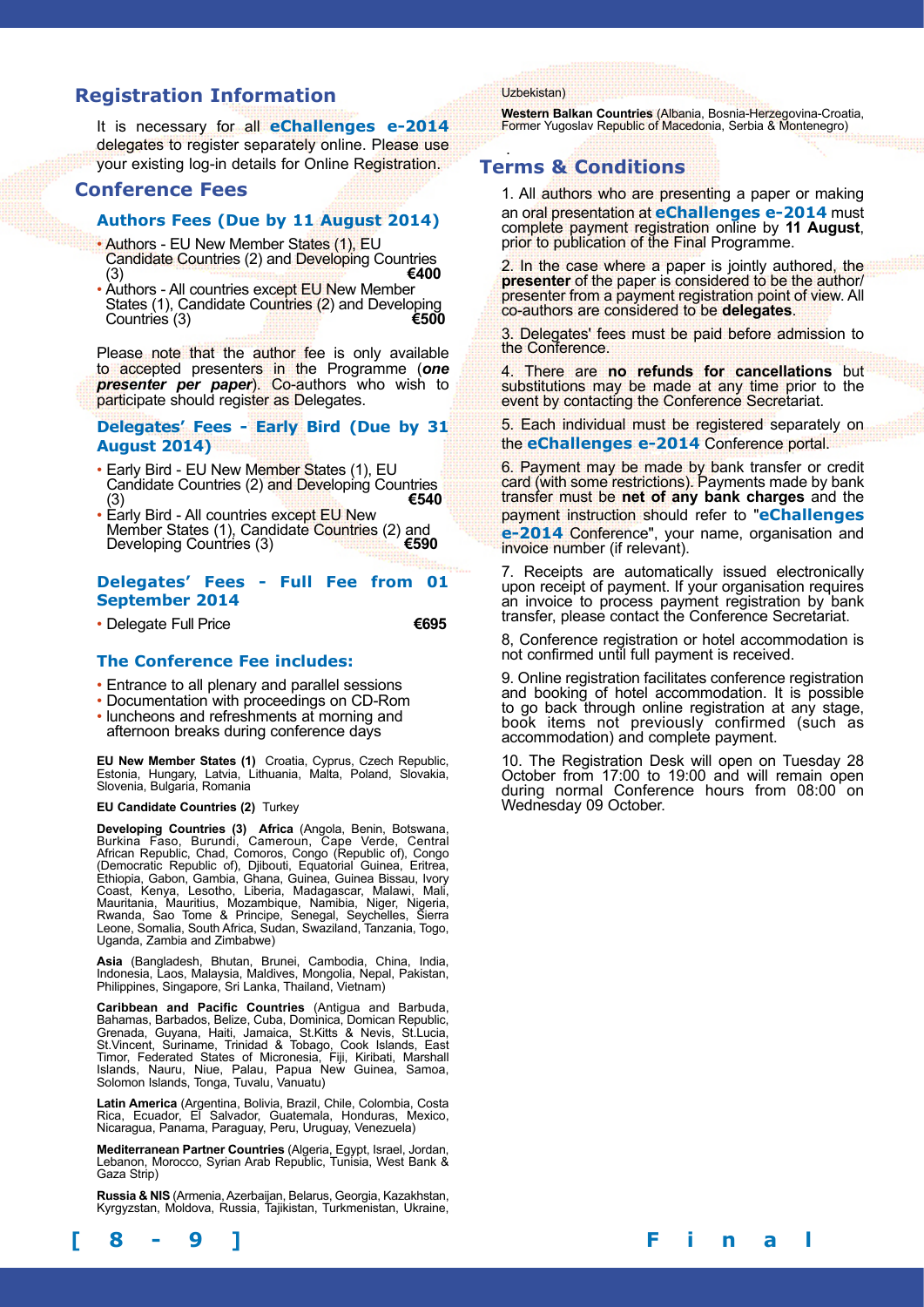## Registration Information

It is necessary for all **eChallenges e-2014** delegates to register separately online. Please use your existing log-in details for Online Registration.

## Conference Fees

### Authors Fees (Due by 11 August 2014)

- Authors - EU New Member States (1), EU Candidate Countries (2) and Developing Countries (3) **€400**
- Authors - All countries except EU New Member States (1), Candidate Countries (2) and Developing Countries (3) **€500**

Please note that the author fee is only available to accepted presenters in the Programme (***one presenter per paper***). Co-authors who wish to participate should register as Delegates.

### Delegates' Fees - Early Bird (Due by 31 August 2014)

- Early Bird - EU New Member States (1), EU Candidate Countries (2) and Developing Countries (3) **€540**
- Early Bird - All countries except EU New Member States (1), Candidate Countries (2) and Developing Countries (3) **€590**

### Delegates' Fees - Full Fee from 01 September 2014

- Delegate Full Price **€695**

### The Conference Fee includes:

- Entrance to all plenary and parallel sessions
- Documentation with proceedings on CD-Rom
- luncheons and refreshments at morning and afternoon breaks during conference days

**EU New Member States (1)** Croatia, Cyprus, Czech Republic, Estonia, Hungary, Latvia, Lithuania, Malta, Poland, Slovakia, Slovenia, Bulgaria, Romania

**EU Candidate Countries (2)** Turkey

**Developing Countries (3)** **Africa** (Angola, Benin, Botswana, Burkina Faso, Burundi, Cameroun, Cape Verde, Central African Republic, Chad, Comoros, Congo (Republic of), Congo (Democratic Republic of), Djibouti, Equatorial Guinea, Eritrea, Ethiopia, Gabon, Gambia, Ghana, Guinea, Guinea Bissau, Ivory Coast, Kenya, Lesotho, Liberia, Madagascar, Malawi, Mali, Mauritania, Mauritius, Mozambique, Namibia, Niger, Nigeria, Rwanda, Sao Tome & Principe, Senegal, Seychelles, Sierra Leone, Somalia, South Africa, Sudan, Swaziland, Tanzania, Togo, Uganda, Zambia and Zimbabwe)

**Asia** (Bangladesh, Bhutan, Brunei, Cambodia, China, India, Indonesia, Laos, Malaysia, Maldives, Mongolia, Nepal, Pakistan, Philippines, Singapore, Sri Lanka, Thailand, Vietnam)

**Caribbean and Pacific Countries** (Antigua and Barbuda, Bahamas, Barbados, Belize, Cuba, Dominica, Domican Republic, Grenada, Guyana, Haiti, Jamaica, St.Kitts & Nevis, St.Lucia, St.Vincent, Suriname, Trinidad & Tobago, Cook Islands, East Timor, Federated States of Micronesia, Fiji, Kiribati, Marshall Islands, Nauru, Niue, Palau, Papua New Guinea, Samoa, Solomon Islands, Tonga, Tuvalu, Vanuatu)

**Latin America** (Argentina, Bolivia, Brazil, Chile, Colombia, Costa Rica, Ecuador, El Salvador, Guatemala, Honduras, Mexico, Nicaragua, Panama, Paraguay, Peru, Uruguay, Venezuela)

**Mediterranean Partner Countries** (Algeria, Egypt, Israel, Jordan, Lebanon, Morocco, Syrian Arab Republic, Tunisia, West Bank & Gaza Strip)

**Russia & NIS** (Armenia, Azerbaijan, Belarus, Georgia, Kazakhstan, Kyrgyzstan, Moldova, Russia, Tajikistan, Turkmenistan, Ukraine, Uzbekistan)

**Western Balkan Countries** (Albania, Bosnia-Herzegovina-Croatia, Former Yugoslav Republic of Macedonia, Serbia & Montenegro)

## Terms & Conditions

1. All authors who are presenting a paper or making an oral presentation at **eChallenges e-2014** must complete payment registration online by **11 August**, prior to publication of the Final Programme.

2. In the case where a paper is jointly authored, the **presenter** of the paper is considered to be the author/presenter from a payment registration point of view. All co-authors are considered to be **delegates**.

3. Delegates' fees must be paid before admission to the Conference.

4. There are **no refunds for cancellations** but substitutions may be made at any time prior to the event by contacting the Conference Secretariat.

5. Each individual must be registered separately on the **eChallenges e-2014** Conference portal.

6. Payment may be made by bank transfer or credit card (with some restrictions). Payments made by bank transfer must be **net of any bank charges** and the payment instruction should refer to "**eChallenges e-2014** Conference", your name, organisation and invoice number (if relevant).

7. Receipts are automatically issued electronically upon receipt of payment. If your organisation requires an invoice to process payment registration by bank transfer, please contact the Conference Secretariat.

8, Conference registration or hotel accommodation is not confirmed until full payment is received.

9. Online registration facilitates conference registration and booking of hotel accommodation. It is possible to go back through online registration at any stage, book items not previously confirmed (such as accommodation) and complete payment.

10. The Registration Desk will open on Tuesday 28 October from 17:00 to 19:00 and will remain open during normal Conference hours from 08:00 on Wednesday 09 October.